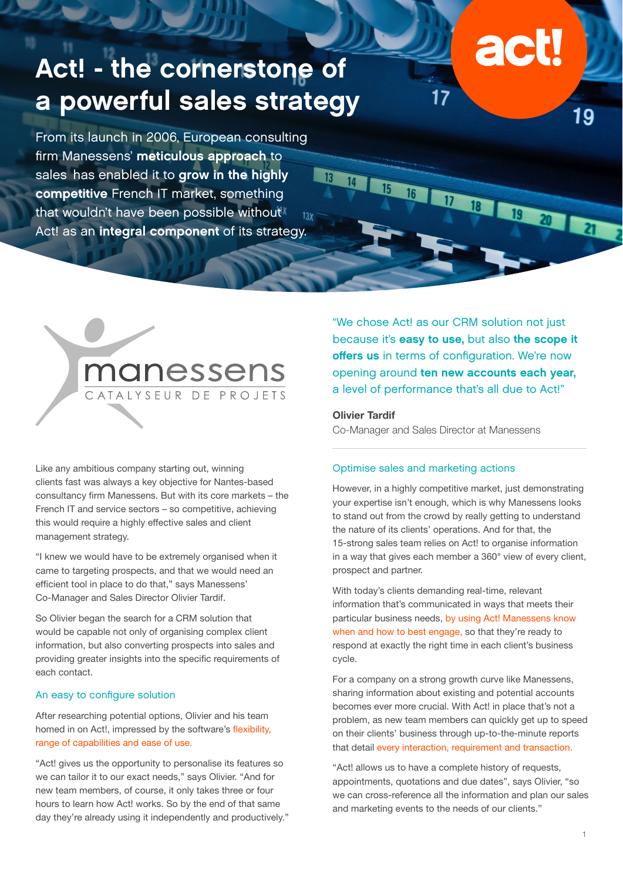# Act! - the cornerstone of a powerful sales strategy

From its launch in 2006, European consulting firm Manessens' **meticulous approach** to sales has enabled it to **grow in the highly competitive** French IT market, something that wouldn't have been possible without Act! as an **integral component** of its strategy.

manessens
CATALYSEUR DE PROJETS

"We chose Act! as our CRM solution not just because it's **easy to use,** but also **the scope it offers us** in terms of configuration. We're now opening around **ten new accounts each year,** a level of performance that's all due to Act!"

**Olivier Tardif**
Co-Manager and Sales Director at Manessens

Like any ambitious company starting out, winning clients fast was always a key objective for Nantes-based consultancy firm Manessens. But with its core markets – the French IT and service sectors – so competitive, achieving this would require a highly effective sales and client management strategy.

"I knew we would have to be extremely organised when it came to targeting prospects, and that we would need an efficient tool in place to do that," says Manessens' Co-Manager and Sales Director Olivier Tardif.

So Olivier began the search for a CRM solution that would be capable not only of organising complex client information, but also converting prospects into sales and providing greater insights into the specific requirements of each contact.

## An easy to configure solution

After researching potential options, Olivier and his team homed in on Act!, impressed by the software's flexibility, range of capabilities and ease of use.

"Act! gives us the opportunity to personalise its features so we can tailor it to our exact needs," says Olivier. "And for new team members, of course, it only takes three or four hours to learn how Act! works. So by the end of that same day they're already using it independently and productively."

## Optimise sales and marketing actions

However, in a highly competitive market, just demonstrating your expertise isn't enough, which is why Manessens looks to stand out from the crowd by really getting to understand the nature of its clients' operations. And for that, the 15-strong sales team relies on Act! to organise information in a way that gives each member a 360° view of every client, prospect and partner.

With today's clients demanding real-time, relevant information that's communicated in ways that meets their particular business needs, by using Act! Manessens know when and how to best engage, so that they're ready to respond at exactly the right time in each client's business cycle.

For a company on a strong growth curve like Manessens, sharing information about existing and potential accounts becomes ever more crucial. With Act! in place that's not a problem, as new team members can quickly get up to speed on their clients' business through up-to-the-minute reports that detail every interaction, requirement and transaction.

"Act! allows us to have a complete history of requests, appointments, quotations and due dates", says Olivier, "so we can cross-reference all the information and plan our sales and marketing events to the needs of our clients."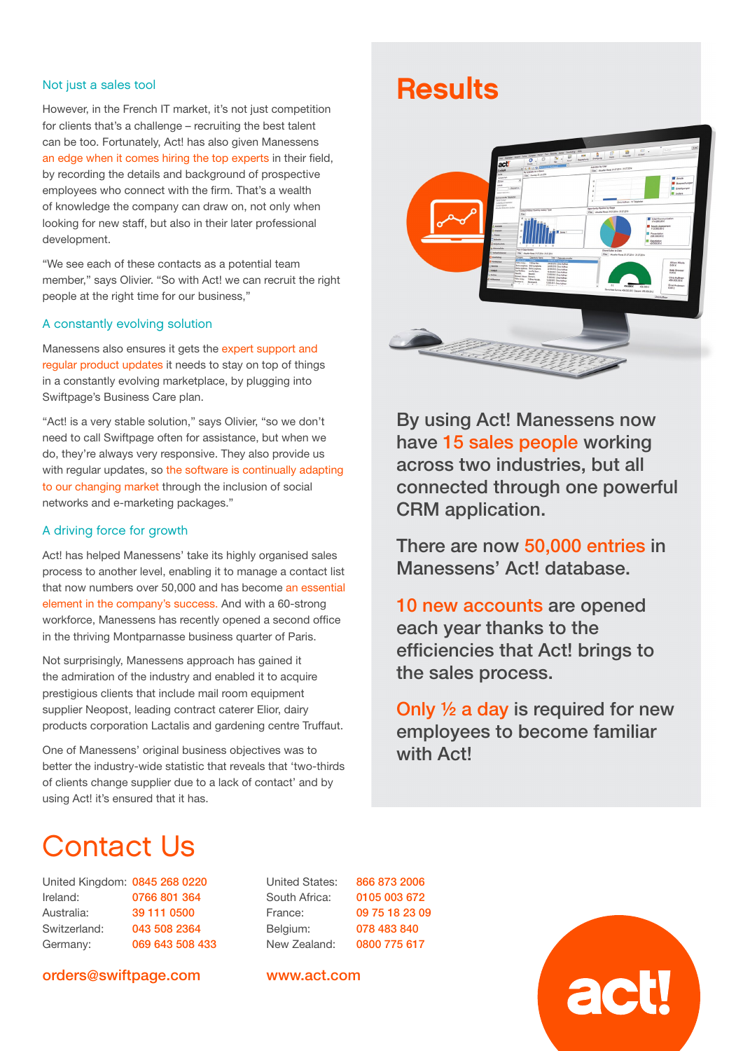### Not just a sales tool

However, in the French IT market, it's not just competition for clients that's a challenge – recruiting the best talent can be too. Fortunately, Act! has also given Manessens an edge when it comes hiring the top experts in their field, by recording the details and background of prospective employees who connect with the firm. That's a wealth of knowledge the company can draw on, not only when looking for new staff, but also in their later professional development.

"We see each of these contacts as a potential team member," says Olivier. "So with Act! we can recruit the right people at the right time for our business,"

### A constantly evolving solution

Manessens also ensures it gets the expert support and regular product updates it needs to stay on top of things in a constantly evolving marketplace, by plugging into Swiftpage's Business Care plan.

"Act! is a very stable solution," says Olivier, "so we don't need to call Swiftpage often for assistance, but when we do, they're always very responsive. They also provide us with regular updates, so the software is continually adapting to our changing market through the inclusion of social networks and e-marketing packages."

### A driving force for growth

Act! has helped Manessens' take its highly organised sales process to another level, enabling it to manage a contact list that now numbers over 50,000 and has become an essential element in the company's success. And with a 60-strong workforce, Manessens has recently opened a second office in the thriving Montparnasse business quarter of Paris.

Not surprisingly, Manessens approach has gained it the admiration of the industry and enabled it to acquire prestigious clients that include mail room equipment supplier Neopost, leading contract caterer Elior, dairy products corporation Lactalis and gardening centre Truffaut.

One of Manessens' original business objectives was to better the industry-wide statistic that reveals that 'two-thirds of clients change supplier due to a lack of contact' and by using Act! it's ensured that it has.

# Results

By using Act! Manessens now have 15 sales people working across two industries, but all connected through one powerful CRM application.

There are now 50,000 entries in Manessens' Act! database.

10 new accounts are opened each year thanks to the efficiencies that Act! brings to the sales process.

Only ½ a day is required for new employees to become familiar with Act!

# Contact Us

| | | | |
|---|---|---|---|
| United Kingdom: | 0845 268 0220 | United States: | 866 873 2006 |
| Ireland: | 0766 801 364 | South Africa: | 0105 003 672 |
| Australia: | 39 111 0500 | France: | 09 75 18 23 09 |
| Switzerland: | 043 508 2364 | Belgium: | 078 483 840 |
| Germany: | 069 643 508 433 | New Zealand: | 0800 775 617 |

orders@swiftpage.com

www.act.com

act!